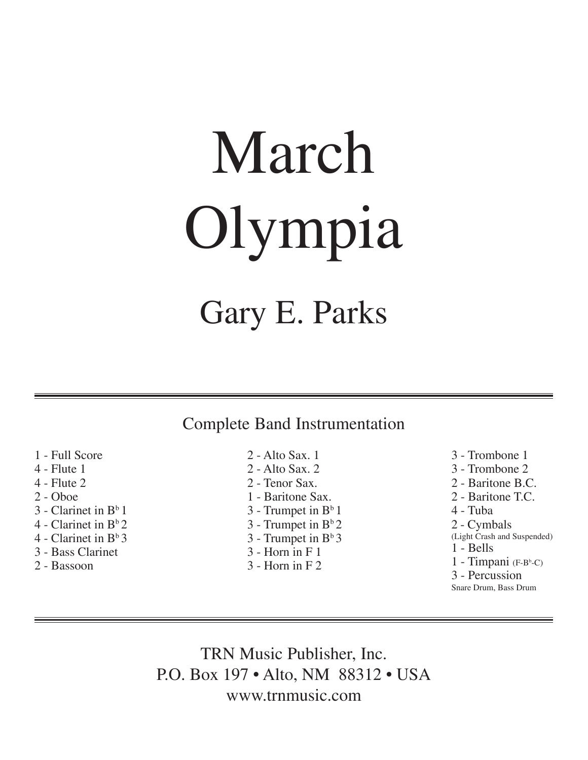# March Olympia

## Gary E. Parks

---

Complete Band Instrumentation

- 1 - Full Score
- 4 - Flute 1
- 4 - Flute 2
- 2 - Oboe
- 3 - Clarinet in B♭ 1
- 4 - Clarinet in B♭ 2
- 4 - Clarinet in B♭ 3
- 3 - Bass Clarinet
- 2 - Bassoon
- 2 - Alto Sax. 1
- 2 - Alto Sax. 2
- 2 - Tenor Sax.
- 1 - Baritone Sax.
- 3 - Trumpet in B♭ 1
- 3 - Trumpet in B♭ 2
- 3 - Trumpet in B♭ 3
- 3 - Horn in F 1
- 3 - Horn in F 2
- 3 - Trombone 1
- 3 - Trombone 2
- 2 - Baritone B.C.
- 2 - Baritone T.C.
- 4 - Tuba
- 2 - Cymbals (Light Crash and Suspended)
- 1 - Bells
- 1 - Timpani (F-B♭-C)
- 3 - Percussion (Snare Drum, Bass Drum)

---

TRN Music Publisher, Inc.
P.O. Box 197 • Alto, NM 88312 • USA
www.trnmusic.com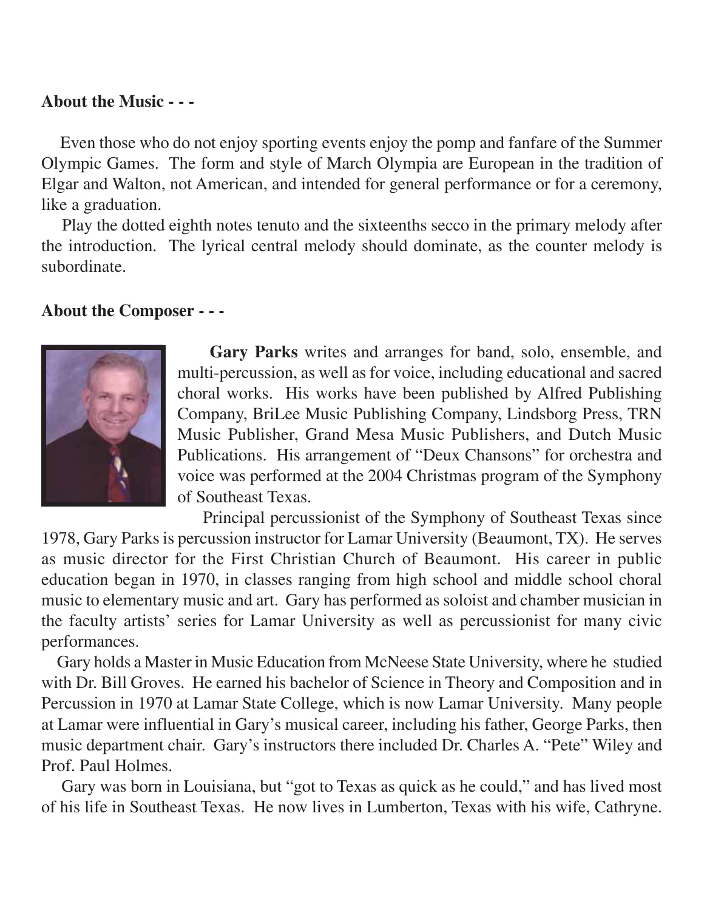**About the Music - - -**

Even those who do not enjoy sporting events enjoy the pomp and fanfare of the Summer Olympic Games. The form and style of March Olympia are European in the tradition of Elgar and Walton, not American, and intended for general performance or for a ceremony, like a graduation.

Play the dotted eighth notes tenuto and the sixteenths secco in the primary melody after the introduction. The lyrical central melody should dominate, as the counter melody is subordinate.

**About the Composer - - -**

**Gary Parks** writes and arranges for band, solo, ensemble, and multi-percussion, as well as for voice, including educational and sacred choral works. His works have been published by Alfred Publishing Company, BriLee Music Publishing Company, Lindsborg Press, TRN Music Publisher, Grand Mesa Music Publishers, and Dutch Music Publications. His arrangement of "Deux Chansons" for orchestra and voice was performed at the 2004 Christmas program of the Symphony of Southeast Texas.

Principal percussionist of the Symphony of Southeast Texas since 1978, Gary Parks is percussion instructor for Lamar University (Beaumont, TX). He serves as music director for the First Christian Church of Beaumont. His career in public education began in 1970, in classes ranging from high school and middle school choral music to elementary music and art. Gary has performed as soloist and chamber musician in the faculty artists' series for Lamar University as well as percussionist for many civic performances.

Gary holds a Master in Music Education from McNeese State University, where he studied with Dr. Bill Groves. He earned his bachelor of Science in Theory and Composition and in Percussion in 1970 at Lamar State College, which is now Lamar University. Many people at Lamar were influential in Gary's musical career, including his father, George Parks, then music department chair. Gary's instructors there included Dr. Charles A. "Pete" Wiley and Prof. Paul Holmes.

Gary was born in Louisiana, but "got to Texas as quick as he could," and has lived most of his life in Southeast Texas. He now lives in Lumberton, Texas with his wife, Cathryne.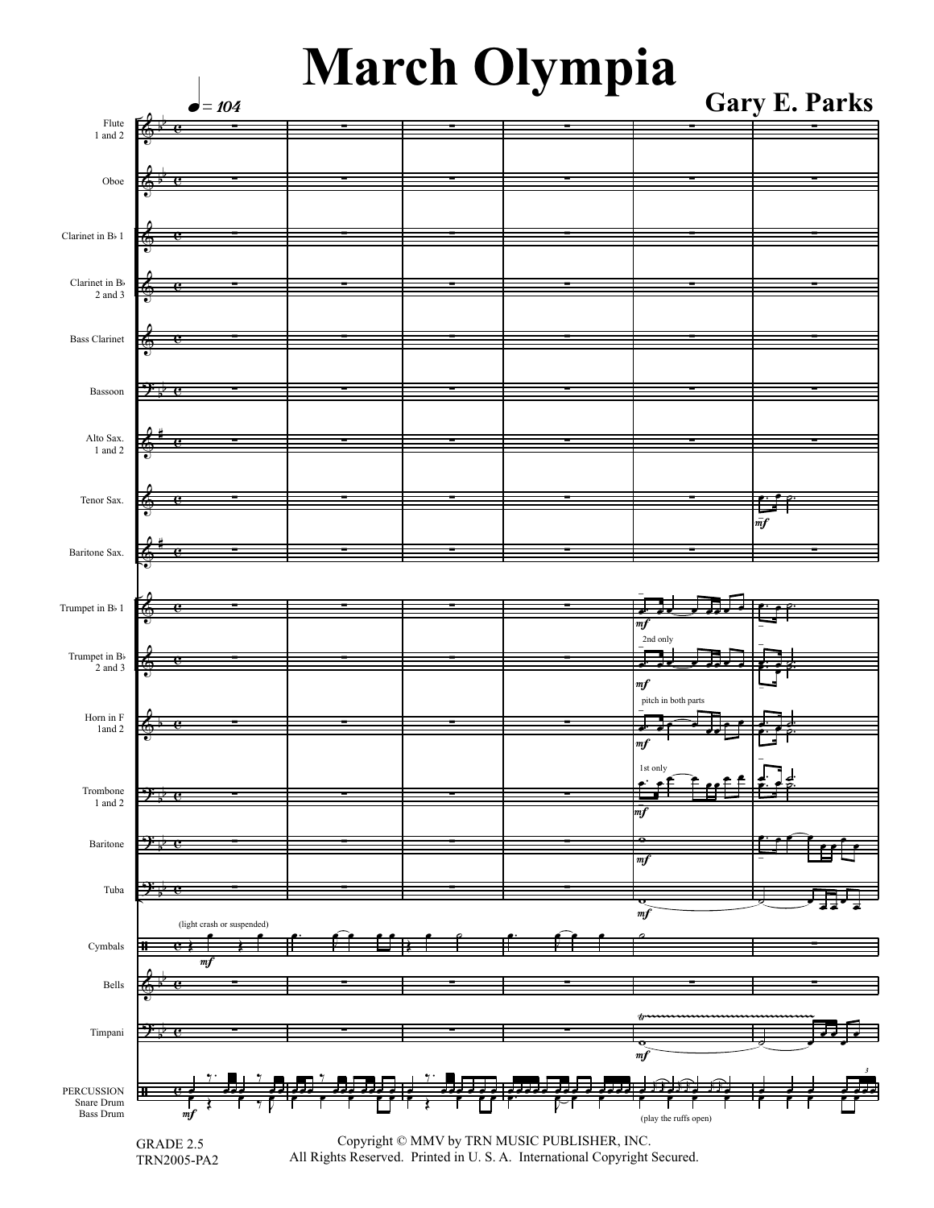# March Olympia

**Gary E. Parks**

Copyright © MMV by TRN MUSIC PUBLISHER, INC.
All Rights Reserved. Printed in U. S. A. International Copyright Secured.

GRADE 2.5
TRN2005-PA2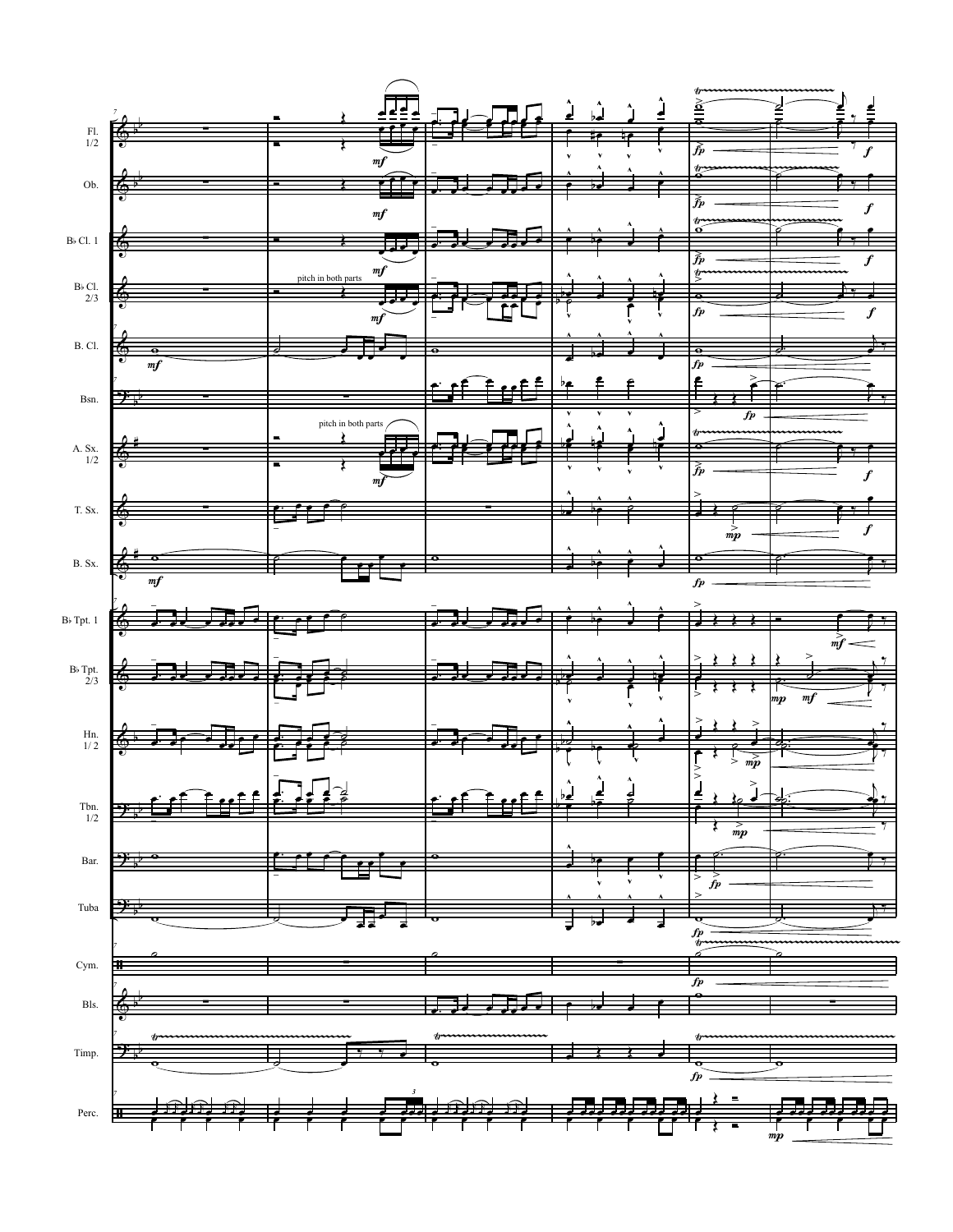| Fl. 1/2 |
|---|
| Ob. |
| B♭ Cl. 1 |
| B♭ Cl. 2/3 |
| B. Cl. |
| Bsn. |
| A. Sx. 1/2 |
| T. Sx. |
| B. Sx. |
| B♭ Tpt. 1 |
| B♭ Tpt. 2/3 |
| Hn. 1/2 |
| Tbn. 1/2 |
| Bar. |
| Tuba |
| Cym. |
| Bls. |
| Timp. |
| Perc. |

pitch in both parts

pitch in both parts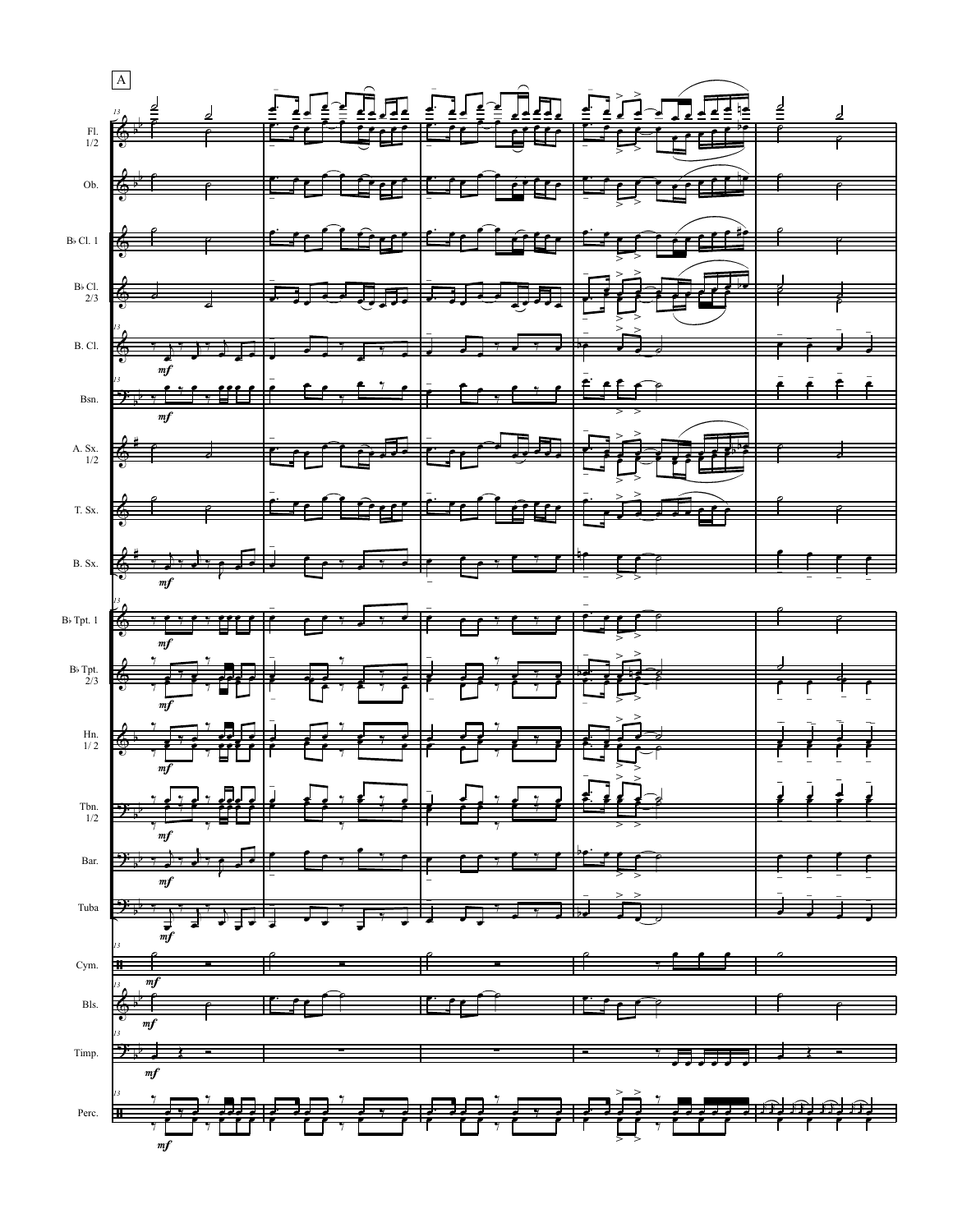A

Fl. 1/2

Ob.

B♭ Cl. 1

B♭ Cl. 2/3

B. Cl.

Bsn.

A. Sx. 1/2

T. Sx.

B. Sx.

B♭ Tpt. 1

B♭ Tpt. 2/3

Hn. 1/2

Tbn. 1/2

Bar.

Tuba

Cym.

Bls.

Timp.

Perc.